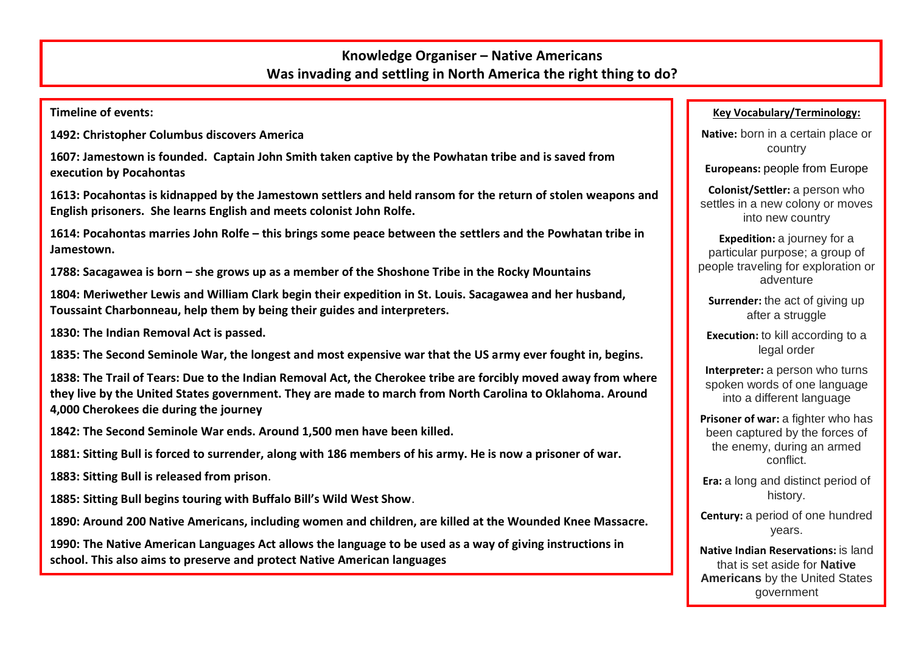# Knowledge Organiser – Native Americans

## Was invading and settling in North America the right thing to do?

**Timeline of events:**

**1492: Christopher Columbus discovers America**

**1607: Jamestown is founded. Captain John Smith taken captive by the Powhatan tribe and is saved from execution by Pocahontas**

**1613: Pocahontas is kidnapped by the Jamestown settlers and held ransom for the return of stolen weapons and English prisoners. She learns English and meets colonist John Rolfe.**

**1614: Pocahontas marries John Rolfe – this brings some peace between the settlers and the Powhatan tribe in Jamestown.**

**1788: Sacagawea is born – she grows up as a member of the Shoshone Tribe in the Rocky Mountains**

**1804: Meriwether Lewis and William Clark begin their expedition in St. Louis. Sacagawea and her husband, Toussaint Charbonneau, help them by being their guides and interpreters.**

**1830: The Indian Removal Act is passed.**

**1835: The Second Seminole War, the longest and most expensive war that the US army ever fought in, begins.**

**1838: The Trail of Tears: Due to the Indian Removal Act, the Cherokee tribe are forcibly moved away from where they live by the United States government. They are made to march from North Carolina to Oklahoma. Around 4,000 Cherokees die during the journey**

**1842: The Second Seminole War ends. Around 1,500 men have been killed.**

**1881: Sitting Bull is forced to surrender, along with 186 members of his army. He is now a prisoner of war.**

**1883: Sitting Bull is released from prison**.

**1885: Sitting Bull begins touring with Buffalo Bill's Wild West Show**.

**1890: Around 200 Native Americans, including women and children, are killed at the Wounded Knee Massacre.**

**1990: The Native American Languages Act allows the language to be used as a way of giving instructions in school. This also aims to preserve and protect Native American languages**

**Key Vocabulary/Terminology:**

**Native:** born in a certain place or country

**Europeans:** people from Europe

**Colonist/Settler:** a person who settles in a new colony or moves into new country

**Expedition:** a journey for a particular purpose; a group of people traveling for exploration or adventure

**Surrender:** the act of giving up after a struggle

**Execution:** to kill according to a legal order

**Interpreter:** a person who turns spoken words of one language into a different language

**Prisoner of war:** a fighter who has been captured by the forces of the enemy, during an armed conflict.

**Era:** a long and distinct period of history.

**Century:** a period of one hundred years.

**Native Indian Reservations:** is land that is set aside for **Native Americans** by the United States government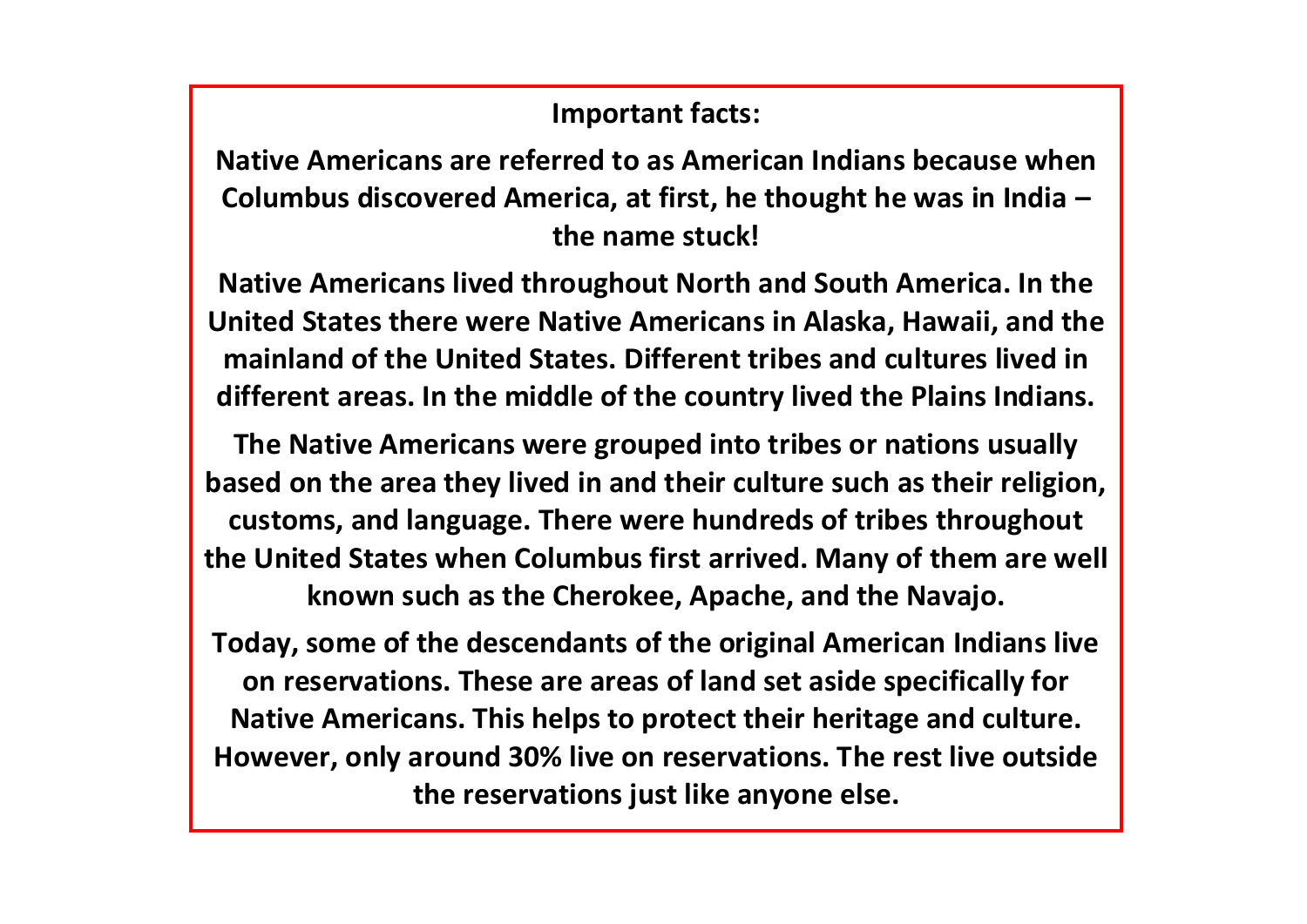**Important facts:**

**Native Americans are referred to as American Indians because when Columbus discovered America, at first, he thought he was in India – the name stuck!**

**Native Americans lived throughout North and South America. In the United States there were Native Americans in Alaska, Hawaii, and the mainland of the United States. Different tribes and cultures lived in different areas. In the middle of the country lived the Plains Indians.**

**The Native Americans were grouped into tribes or nations usually based on the area they lived in and their culture such as their religion, customs, and language. There were hundreds of tribes throughout the United States when Columbus first arrived. Many of them are well known such as the Cherokee, Apache, and the Navajo.**

**Today, some of the descendants of the original American Indians live on reservations. These are areas of land set aside specifically for Native Americans. This helps to protect their heritage and culture. However, only around 30% live on reservations. The rest live outside the reservations just like anyone else.**